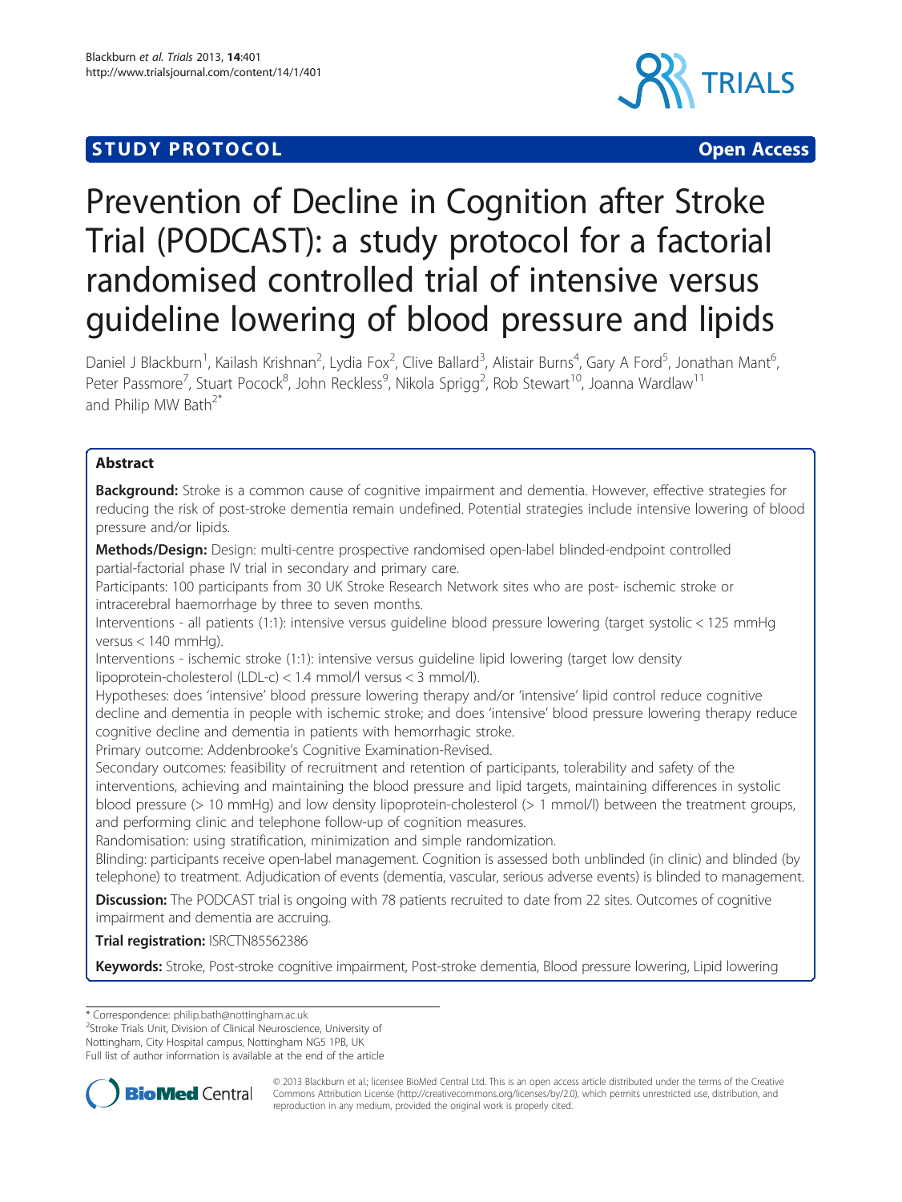STUDY PROTOCOL Open Access

# Prevention of Decline in Cognition after Stroke Trial (PODCAST): a study protocol for a factorial randomised controlled trial of intensive versus guideline lowering of blood pressure and lipids

Daniel J Blackburn[1], Kailash Krishnan[2], Lydia Fox[2], Clive Ballard[3], Alistair Burns[4], Gary A Ford[5], Jonathan Mant[6], Peter Passmore[7], Stuart Pocock[8], John Reckless[9], Nikola Sprigg[2], Rob Stewart[10], Joanna Wardlaw[11] and Philip MW Bath[2*]

## Abstract

**Background:** Stroke is a common cause of cognitive impairment and dementia. However, effective strategies for reducing the risk of post-stroke dementia remain undefined. Potential strategies include intensive lowering of blood pressure and/or lipids.

**Methods/Design:** Design: multi-centre prospective randomised open-label blinded-endpoint controlled partial-factorial phase IV trial in secondary and primary care.

Participants: 100 participants from 30 UK Stroke Research Network sites who are post- ischemic stroke or intracerebral haemorrhage by three to seven months.

Interventions - all patients (1:1): intensive versus guideline blood pressure lowering (target systolic < 125 mmHg versus < 140 mmHg).

Interventions - ischemic stroke (1:1): intensive versus guideline lipid lowering (target low density lipoprotein-cholesterol (LDL-c) < 1.4 mmol/l versus < 3 mmol/l).

Hypotheses: does 'intensive' blood pressure lowering therapy and/or 'intensive' lipid control reduce cognitive decline and dementia in people with ischemic stroke; and does 'intensive' blood pressure lowering therapy reduce cognitive decline and dementia in patients with hemorrhagic stroke.

Primary outcome: Addenbrooke's Cognitive Examination-Revised.

Secondary outcomes: feasibility of recruitment and retention of participants, tolerability and safety of the interventions, achieving and maintaining the blood pressure and lipid targets, maintaining differences in systolic blood pressure (> 10 mmHg) and low density lipoprotein-cholesterol (> 1 mmol/l) between the treatment groups, and performing clinic and telephone follow-up of cognition measures.

Randomisation: using stratification, minimization and simple randomization.

Blinding: participants receive open-label management. Cognition is assessed both unblinded (in clinic) and blinded (by telephone) to treatment. Adjudication of events (dementia, vascular, serious adverse events) is blinded to management.

**Discussion:** The PODCAST trial is ongoing with 78 patients recruited to date from 22 sites. Outcomes of cognitive impairment and dementia are accruing.

**Trial registration:** ISRCTN85562386

**Keywords:** Stroke, Post-stroke cognitive impairment, Post-stroke dementia, Blood pressure lowering, Lipid lowering

\* Correspondence: philip.bath@nottingham.ac.uk

[2]Stroke Trials Unit, Division of Clinical Neuroscience, University of Nottingham, City Hospital campus, Nottingham NG5 1PB, UK

Full list of author information is available at the end of the article

© 2013 Blackburn et al.; licensee BioMed Central Ltd. This is an open access article distributed under the terms of the Creative Commons Attribution License (http://creativecommons.org/licenses/by/2.0), which permits unrestricted use, distribution, and reproduction in any medium, provided the original work is properly cited.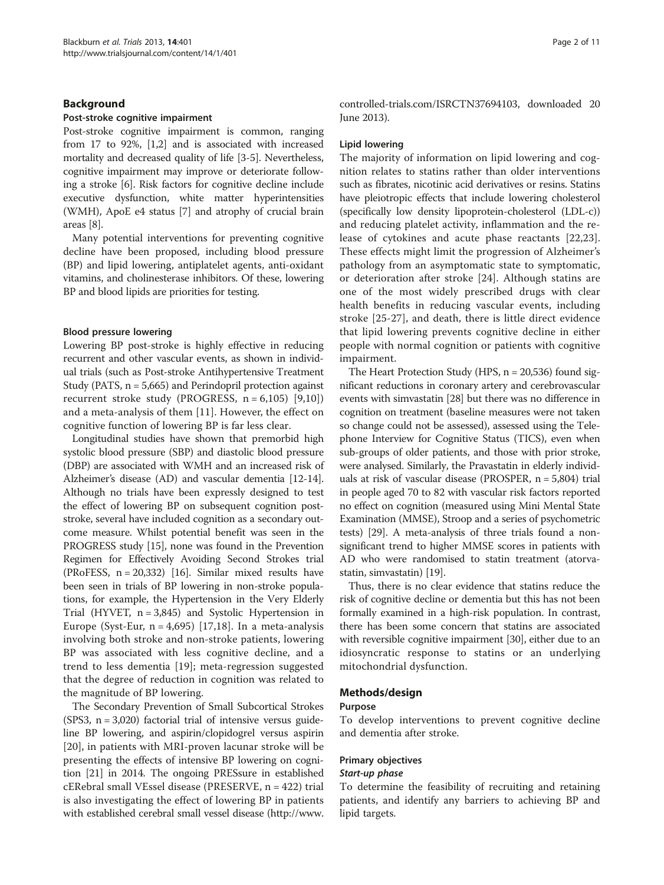## Background

### Post-stroke cognitive impairment

Post-stroke cognitive impairment is common, ranging from 17 to 92%, [1,2] and is associated with increased mortality and decreased quality of life [3-5]. Nevertheless, cognitive impairment may improve or deteriorate following a stroke [6]. Risk factors for cognitive decline include executive dysfunction, white matter hyperintensities (WMH), ApoE e4 status [7] and atrophy of crucial brain areas [8].

Many potential interventions for preventing cognitive decline have been proposed, including blood pressure (BP) and lipid lowering, antiplatelet agents, anti-oxidant vitamins, and cholinesterase inhibitors. Of these, lowering BP and blood lipids are priorities for testing.

### Blood pressure lowering

Lowering BP post-stroke is highly effective in reducing recurrent and other vascular events, as shown in individual trials (such as Post-stroke Antihypertensive Treatment Study (PATS, n = 5,665) and Perindopril protection against recurrent stroke study (PROGRESS, n = 6,105) [9,10]) and a meta-analysis of them [11]. However, the effect on cognitive function of lowering BP is far less clear.

Longitudinal studies have shown that premorbid high systolic blood pressure (SBP) and diastolic blood pressure (DBP) are associated with WMH and an increased risk of Alzheimer's disease (AD) and vascular dementia [12-14]. Although no trials have been expressly designed to test the effect of lowering BP on subsequent cognition post-stroke, several have included cognition as a secondary outcome measure. Whilst potential benefit was seen in the PROGRESS study [15], none was found in the Prevention Regimen for Effectively Avoiding Second Strokes trial (PRoFESS, n = 20,332) [16]. Similar mixed results have been seen in trials of BP lowering in non-stroke populations, for example, the Hypertension in the Very Elderly Trial (HYVET, n = 3,845) and Systolic Hypertension in Europe (Syst-Eur, n = 4,695) [17,18]. In a meta-analysis involving both stroke and non-stroke patients, lowering BP was associated with less cognitive decline, and a trend to less dementia [19]; meta-regression suggested that the degree of reduction in cognition was related to the magnitude of BP lowering.

The Secondary Prevention of Small Subcortical Strokes (SPS3, n = 3,020) factorial trial of intensive versus guideline BP lowering, and aspirin/clopidogrel versus aspirin [20], in patients with MRI-proven lacunar stroke will be presenting the effects of intensive BP lowering on cognition [21] in 2014. The ongoing PRESsure in established cERebral small VEssel disease (PRESERVE, n = 422) trial is also investigating the effect of lowering BP in patients with established cerebral small vessel disease (http://www.controlled-trials.com/ISRCTN37694103, downloaded 20 June 2013).

### Lipid lowering

The majority of information on lipid lowering and cognition relates to statins rather than older interventions such as fibrates, nicotinic acid derivatives or resins. Statins have pleiotropic effects that include lowering cholesterol (specifically low density lipoprotein-cholesterol (LDL-c)) and reducing platelet activity, inflammation and the release of cytokines and acute phase reactants [22,23]. These effects might limit the progression of Alzheimer's pathology from an asymptomatic state to symptomatic, or deterioration after stroke [24]. Although statins are one of the most widely prescribed drugs with clear health benefits in reducing vascular events, including stroke [25-27], and death, there is little direct evidence that lipid lowering prevents cognitive decline in either people with normal cognition or patients with cognitive impairment.

The Heart Protection Study (HPS, n = 20,536) found significant reductions in coronary artery and cerebrovascular events with simvastatin [28] but there was no difference in cognition on treatment (baseline measures were not taken so change could not be assessed), assessed using the Telephone Interview for Cognitive Status (TICS), even when sub-groups of older patients, and those with prior stroke, were analysed. Similarly, the Pravastatin in elderly individuals at risk of vascular disease (PROSPER, n = 5,804) trial in people aged 70 to 82 with vascular risk factors reported no effect on cognition (measured using Mini Mental State Examination (MMSE), Stroop and a series of psychometric tests) [29]. A meta-analysis of three trials found a non-significant trend to higher MMSE scores in patients with AD who were randomised to statin treatment (atorvastatin, simvastatin) [19].

Thus, there is no clear evidence that statins reduce the risk of cognitive decline or dementia but this has not been formally examined in a high-risk population. In contrast, there has been some concern that statins are associated with reversible cognitive impairment [30], either due to an idiosyncratic response to statins or an underlying mitochondrial dysfunction.

## Methods/design

### Purpose

To develop interventions to prevent cognitive decline and dementia after stroke.

### Primary objectives

#### *Start-up phase*

To determine the feasibility of recruiting and retaining patients, and identify any barriers to achieving BP and lipid targets.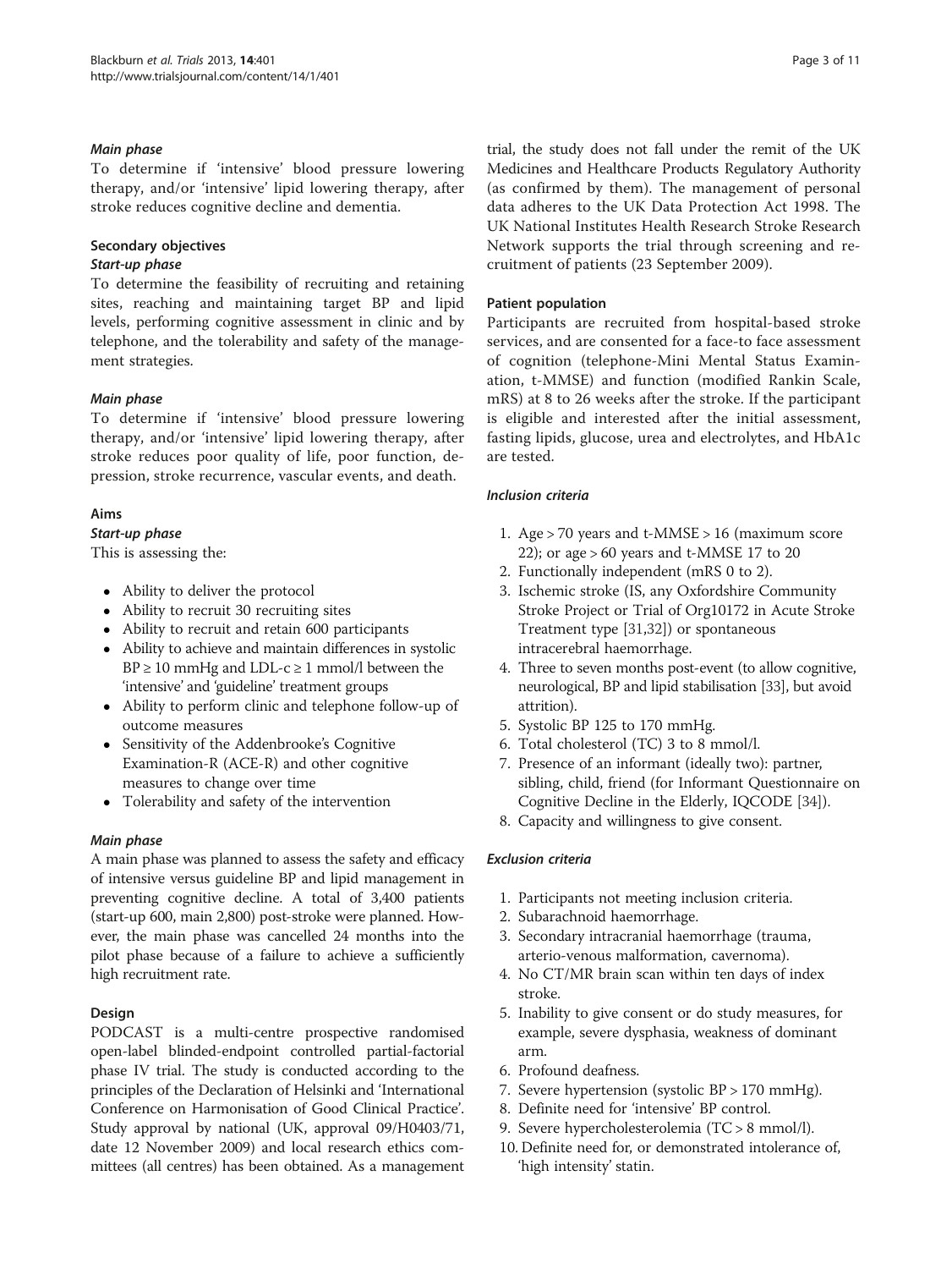#### *Main phase*

To determine if 'intensive' blood pressure lowering therapy, and/or 'intensive' lipid lowering therapy, after stroke reduces cognitive decline and dementia.

### Secondary objectives

#### *Start-up phase*

To determine the feasibility of recruiting and retaining sites, reaching and maintaining target BP and lipid levels, performing cognitive assessment in clinic and by telephone, and the tolerability and safety of the management strategies.

#### *Main phase*

To determine if 'intensive' blood pressure lowering therapy, and/or 'intensive' lipid lowering therapy, after stroke reduces poor quality of life, poor function, depression, stroke recurrence, vascular events, and death.

### Aims

#### *Start-up phase*

This is assessing the:

- Ability to deliver the protocol
- Ability to recruit 30 recruiting sites
- Ability to recruit and retain 600 participants
- Ability to achieve and maintain differences in systolic BP ≥ 10 mmHg and LDL-c ≥ 1 mmol/l between the 'intensive' and 'guideline' treatment groups
- Ability to perform clinic and telephone follow-up of outcome measures
- Sensitivity of the Addenbrooke's Cognitive Examination-R (ACE-R) and other cognitive measures to change over time
- Tolerability and safety of the intervention

#### *Main phase*

A main phase was planned to assess the safety and efficacy of intensive versus guideline BP and lipid management in preventing cognitive decline. A total of 3,400 patients (start-up 600, main 2,800) post-stroke were planned. However, the main phase was cancelled 24 months into the pilot phase because of a failure to achieve a sufficiently high recruitment rate.

### Design

PODCAST is a multi-centre prospective randomised open-label blinded-endpoint controlled partial-factorial phase IV trial. The study is conducted according to the principles of the Declaration of Helsinki and 'International Conference on Harmonisation of Good Clinical Practice'. Study approval by national (UK, approval 09/H0403/71, date 12 November 2009) and local research ethics committees (all centres) has been obtained. As a management trial, the study does not fall under the remit of the UK Medicines and Healthcare Products Regulatory Authority (as confirmed by them). The management of personal data adheres to the UK Data Protection Act 1998. The UK National Institutes Health Research Stroke Research Network supports the trial through screening and recruitment of patients (23 September 2009).

### Patient population

Participants are recruited from hospital-based stroke services, and are consented for a face-to face assessment of cognition (telephone-Mini Mental Status Examination, t-MMSE) and function (modified Rankin Scale, mRS) at 8 to 26 weeks after the stroke. If the participant is eligible and interested after the initial assessment, fasting lipids, glucose, urea and electrolytes, and HbA1c are tested.

#### *Inclusion criteria*

1. Age > 70 years and t-MMSE > 16 (maximum score 22); or age > 60 years and t-MMSE 17 to 20
2. Functionally independent (mRS 0 to 2).
3. Ischemic stroke (IS, any Oxfordshire Community Stroke Project or Trial of Org10172 in Acute Stroke Treatment type [31,32]) or spontaneous intracerebral haemorrhage.
4. Three to seven months post-event (to allow cognitive, neurological, BP and lipid stabilisation [33], but avoid attrition).
5. Systolic BP 125 to 170 mmHg.
6. Total cholesterol (TC) 3 to 8 mmol/l.
7. Presence of an informant (ideally two): partner, sibling, child, friend (for Informant Questionnaire on Cognitive Decline in the Elderly, IQCODE [34]).
8. Capacity and willingness to give consent.

#### *Exclusion criteria*

1. Participants not meeting inclusion criteria.
2. Subarachnoid haemorrhage.
3. Secondary intracranial haemorrhage (trauma, arterio-venous malformation, cavernoma).
4. No CT/MR brain scan within ten days of index stroke.
5. Inability to give consent or do study measures, for example, severe dysphasia, weakness of dominant arm.
6. Profound deafness.
7. Severe hypertension (systolic BP > 170 mmHg).
8. Definite need for 'intensive' BP control.
9. Severe hypercholesterolemia (TC > 8 mmol/l).
10. Definite need for, or demonstrated intolerance of, 'high intensity' statin.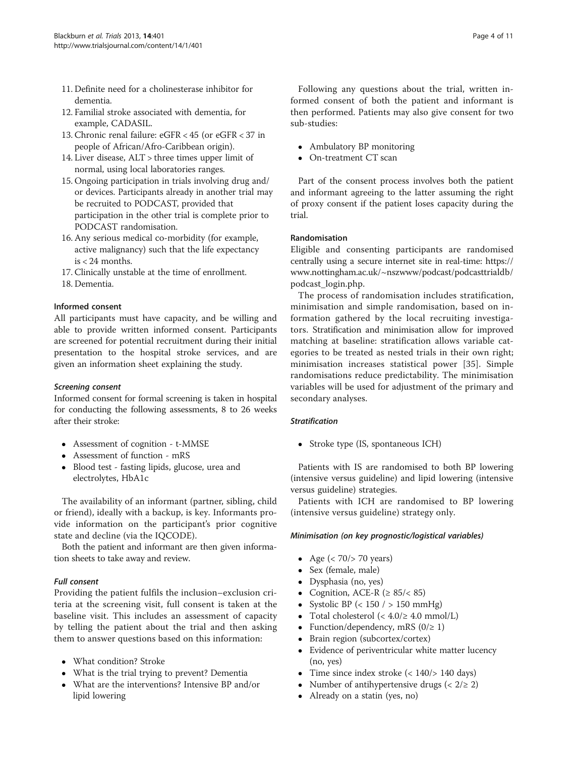11. Definite need for a cholinesterase inhibitor for dementia.
12. Familial stroke associated with dementia, for example, CADASIL.
13. Chronic renal failure: eGFR < 45 (or eGFR < 37 in people of African/Afro-Caribbean origin).
14. Liver disease, ALT > three times upper limit of normal, using local laboratories ranges.
15. Ongoing participation in trials involving drug and/or devices. Participants already in another trial may be recruited to PODCAST, provided that participation in the other trial is complete prior to PODCAST randomisation.
16. Any serious medical co-morbidity (for example, active malignancy) such that the life expectancy is < 24 months.
17. Clinically unstable at the time of enrollment.
18. Dementia.

### Informed consent

All participants must have capacity, and be willing and able to provide written informed consent. Participants are screened for potential recruitment during their initial presentation to the hospital stroke services, and are given an information sheet explaining the study.

#### *Screening consent*

Informed consent for formal screening is taken in hospital for conducting the following assessments, 8 to 26 weeks after their stroke:

- Assessment of cognition - t-MMSE
- Assessment of function - mRS
- Blood test - fasting lipids, glucose, urea and electrolytes, HbA1c

The availability of an informant (partner, sibling, child or friend), ideally with a backup, is key. Informants provide information on the participant's prior cognitive state and decline (via the IQCODE).

Both the patient and informant are then given information sheets to take away and review.

#### *Full consent*

Providing the patient fulfils the inclusion–exclusion criteria at the screening visit, full consent is taken at the baseline visit. This includes an assessment of capacity by telling the patient about the trial and then asking them to answer questions based on this information:

- What condition? Stroke
- What is the trial trying to prevent? Dementia
- What are the interventions? Intensive BP and/or lipid lowering

Following any questions about the trial, written informed consent of both the patient and informant is then performed. Patients may also give consent for two sub-studies:

- Ambulatory BP monitoring
- On-treatment CT scan

Part of the consent process involves both the patient and informant agreeing to the latter assuming the right of proxy consent if the patient loses capacity during the trial.

### Randomisation

Eligible and consenting participants are randomised centrally using a secure internet site in real-time: https://www.nottingham.ac.uk/~nszwww/podcast/podcasttrialdb/podcast_login.php.

The process of randomisation includes stratification, minimisation and simple randomisation, based on information gathered by the local recruiting investigators. Stratification and minimisation allow for improved matching at baseline: stratification allows variable categories to be treated as nested trials in their own right; minimisation increases statistical power [35]. Simple randomisations reduce predictability. The minimisation variables will be used for adjustment of the primary and secondary analyses.

#### *Stratification*

- Stroke type (IS, spontaneous ICH)

Patients with IS are randomised to both BP lowering (intensive versus guideline) and lipid lowering (intensive versus guideline) strategies.

Patients with ICH are randomised to BP lowering (intensive versus guideline) strategy only.

#### *Minimisation (on key prognostic/logistical variables)*

- Age (< 70/> 70 years)
- Sex (female, male)
- Dysphasia (no, yes)
- Cognition, ACE-R (≥ 85/< 85)
- Systolic BP (< 150 / > 150 mmHg)
- Total cholesterol (< 4.0/≥ 4.0 mmol/L)
- Function/dependency, mRS (0/≥ 1)
- Brain region (subcortex/cortex)
- Evidence of periventricular white matter lucency (no, yes)
- Time since index stroke (< 140/> 140 days)
- Number of antihypertensive drugs (< 2/≥ 2)
- Already on a statin (yes, no)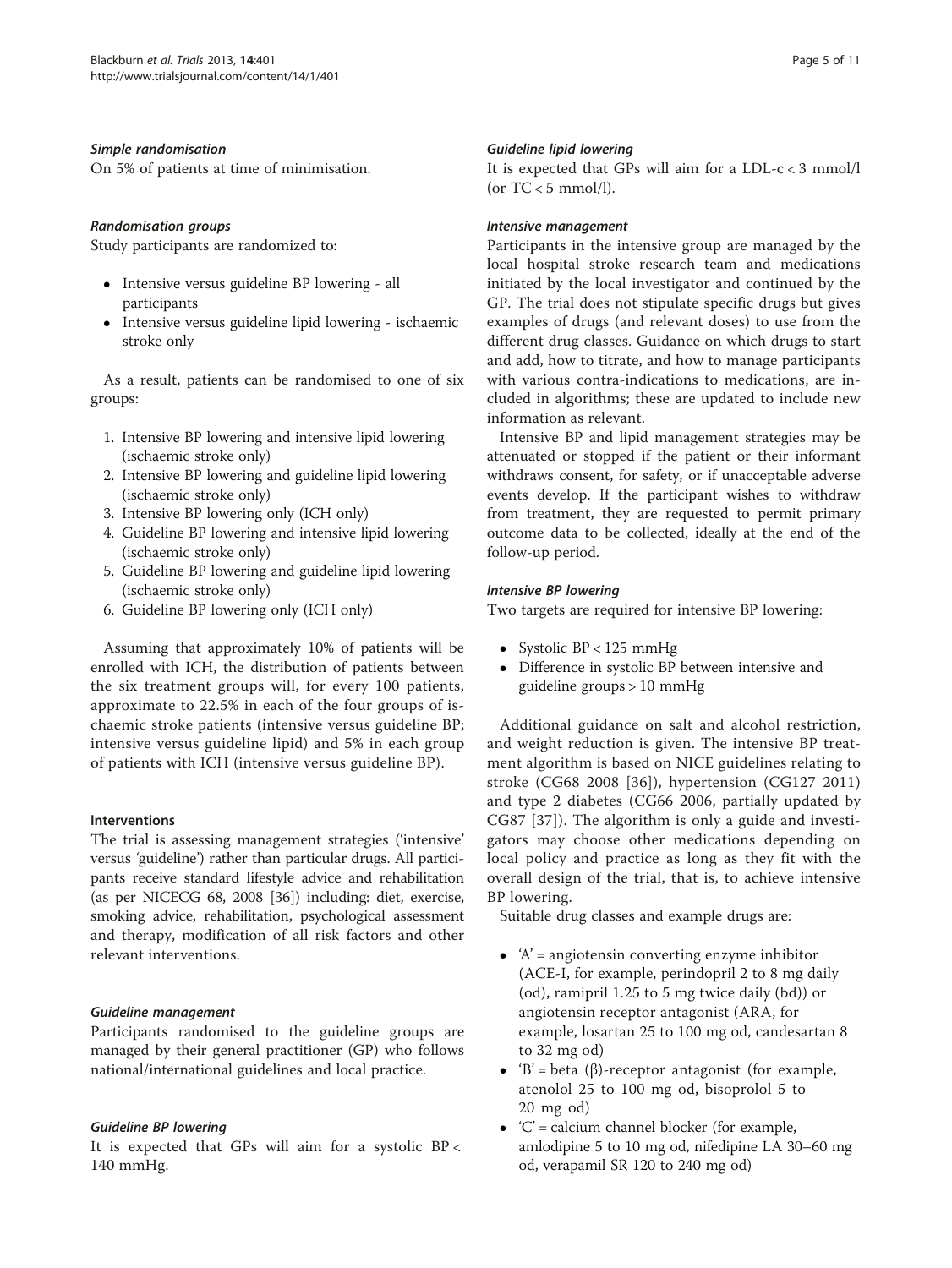#### *Simple randomisation*

On 5% of patients at time of minimisation.

#### *Randomisation groups*

Study participants are randomized to:

- Intensive versus guideline BP lowering - all participants
- Intensive versus guideline lipid lowering - ischaemic stroke only

As a result, patients can be randomised to one of six groups:

1. Intensive BP lowering and intensive lipid lowering (ischaemic stroke only)
2. Intensive BP lowering and guideline lipid lowering (ischaemic stroke only)
3. Intensive BP lowering only (ICH only)
4. Guideline BP lowering and intensive lipid lowering (ischaemic stroke only)
5. Guideline BP lowering and guideline lipid lowering (ischaemic stroke only)
6. Guideline BP lowering only (ICH only)

Assuming that approximately 10% of patients will be enrolled with ICH, the distribution of patients between the six treatment groups will, for every 100 patients, approximate to 22.5% in each of the four groups of ischaemic stroke patients (intensive versus guideline BP; intensive versus guideline lipid) and 5% in each group of patients with ICH (intensive versus guideline BP).

### Interventions

The trial is assessing management strategies ('intensive' versus 'guideline') rather than particular drugs. All participants receive standard lifestyle advice and rehabilitation (as per NICECG 68, 2008 [36]) including: diet, exercise, smoking advice, rehabilitation, psychological assessment and therapy, modification of all risk factors and other relevant interventions.

#### *Guideline management*

Participants randomised to the guideline groups are managed by their general practitioner (GP) who follows national/international guidelines and local practice.

#### *Guideline BP lowering*

It is expected that GPs will aim for a systolic BP < 140 mmHg.

#### *Guideline lipid lowering*

It is expected that GPs will aim for a LDL-c < 3 mmol/l (or TC < 5 mmol/l).

#### *Intensive management*

Participants in the intensive group are managed by the local hospital stroke research team and medications initiated by the local investigator and continued by the GP. The trial does not stipulate specific drugs but gives examples of drugs (and relevant doses) to use from the different drug classes. Guidance on which drugs to start and add, how to titrate, and how to manage participants with various contra-indications to medications, are included in algorithms; these are updated to include new information as relevant.

Intensive BP and lipid management strategies may be attenuated or stopped if the patient or their informant withdraws consent, for safety, or if unacceptable adverse events develop. If the participant wishes to withdraw from treatment, they are requested to permit primary outcome data to be collected, ideally at the end of the follow-up period.

#### *Intensive BP lowering*

Two targets are required for intensive BP lowering:

- Systolic BP < 125 mmHg
- Difference in systolic BP between intensive and guideline groups > 10 mmHg

Additional guidance on salt and alcohol restriction, and weight reduction is given. The intensive BP treatment algorithm is based on NICE guidelines relating to stroke (CG68 2008 [36]), hypertension (CG127 2011) and type 2 diabetes (CG66 2006, partially updated by CG87 [37]). The algorithm is only a guide and investigators may choose other medications depending on local policy and practice as long as they fit with the overall design of the trial, that is, to achieve intensive BP lowering.

Suitable drug classes and example drugs are:

- 'A' = angiotensin converting enzyme inhibitor (ACE-I, for example, perindopril 2 to 8 mg daily (od), ramipril 1.25 to 5 mg twice daily (bd)) or angiotensin receptor antagonist (ARA, for example, losartan 25 to 100 mg od, candesartan 8 to 32 mg od)
- 'B' = beta (β)-receptor antagonist (for example, atenolol 25 to 100 mg od, bisoprolol 5 to 20 mg od)
- 'C' = calcium channel blocker (for example, amlodipine 5 to 10 mg od, nifedipine LA 30–60 mg od, verapamil SR 120 to 240 mg od)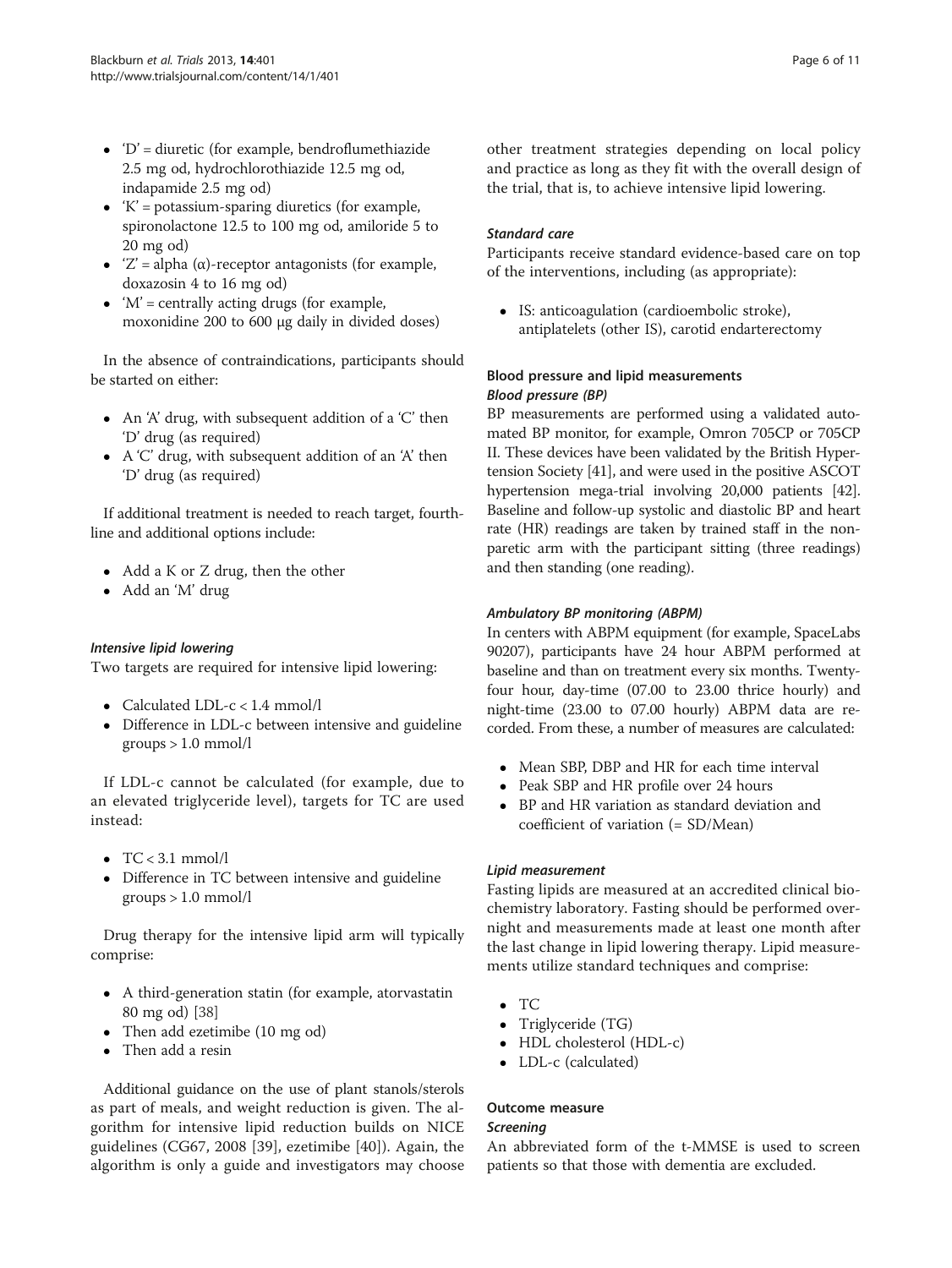- 'D' = diuretic (for example, bendroflumethiazide 2.5 mg od, hydrochlorothiazide 12.5 mg od, indapamide 2.5 mg od)
- 'K' = potassium-sparing diuretics (for example, spironolactone 12.5 to 100 mg od, amiloride 5 to 20 mg od)
- 'Z' = alpha (α)-receptor antagonists (for example, doxazosin 4 to 16 mg od)
- 'M' = centrally acting drugs (for example, moxonidine 200 to 600 μg daily in divided doses)

In the absence of contraindications, participants should be started on either:

- An 'A' drug, with subsequent addition of a 'C' then 'D' drug (as required)
- A 'C' drug, with subsequent addition of an 'A' then 'D' drug (as required)

If additional treatment is needed to reach target, fourth-line and additional options include:

- Add a K or Z drug, then the other
- Add an 'M' drug

#### *Intensive lipid lowering*

Two targets are required for intensive lipid lowering:

- Calculated LDL-c < 1.4 mmol/l
- Difference in LDL-c between intensive and guideline groups > 1.0 mmol/l

If LDL-c cannot be calculated (for example, due to an elevated triglyceride level), targets for TC are used instead:

- TC < 3.1 mmol/l
- Difference in TC between intensive and guideline groups > 1.0 mmol/l

Drug therapy for the intensive lipid arm will typically comprise:

- A third-generation statin (for example, atorvastatin 80 mg od) [38]
- Then add ezetimibe (10 mg od)
- Then add a resin

Additional guidance on the use of plant stanols/sterols as part of meals, and weight reduction is given. The algorithm for intensive lipid reduction builds on NICE guidelines (CG67, 2008 [39], ezetimibe [40]). Again, the algorithm is only a guide and investigators may choose other treatment strategies depending on local policy and practice as long as they fit with the overall design of the trial, that is, to achieve intensive lipid lowering.

#### *Standard care*

Participants receive standard evidence-based care on top of the interventions, including (as appropriate):

- IS: anticoagulation (cardioembolic stroke), antiplatelets (other IS), carotid endarterectomy

### Blood pressure and lipid measurements

#### *Blood pressure (BP)*

BP measurements are performed using a validated automated BP monitor, for example, Omron 705CP or 705CP II. These devices have been validated by the British Hypertension Society [41], and were used in the positive ASCOT hypertension mega-trial involving 20,000 patients [42]. Baseline and follow-up systolic and diastolic BP and heart rate (HR) readings are taken by trained staff in the non-paretic arm with the participant sitting (three readings) and then standing (one reading).

#### *Ambulatory BP monitoring (ABPM)*

In centers with ABPM equipment (for example, SpaceLabs 90207), participants have 24 hour ABPM performed at baseline and than on treatment every six months. Twenty-four hour, day-time (07.00 to 23.00 thrice hourly) and night-time (23.00 to 07.00 hourly) ABPM data are recorded. From these, a number of measures are calculated:

- Mean SBP, DBP and HR for each time interval
- Peak SBP and HR profile over 24 hours
- BP and HR variation as standard deviation and coefficient of variation (= SD/Mean)

#### *Lipid measurement*

Fasting lipids are measured at an accredited clinical biochemistry laboratory. Fasting should be performed overnight and measurements made at least one month after the last change in lipid lowering therapy. Lipid measurements utilize standard techniques and comprise:

- TC
- Triglyceride (TG)
- HDL cholesterol (HDL-c)
- LDL-c (calculated)

### Outcome measure

#### *Screening*

An abbreviated form of the t-MMSE is used to screen patients so that those with dementia are excluded.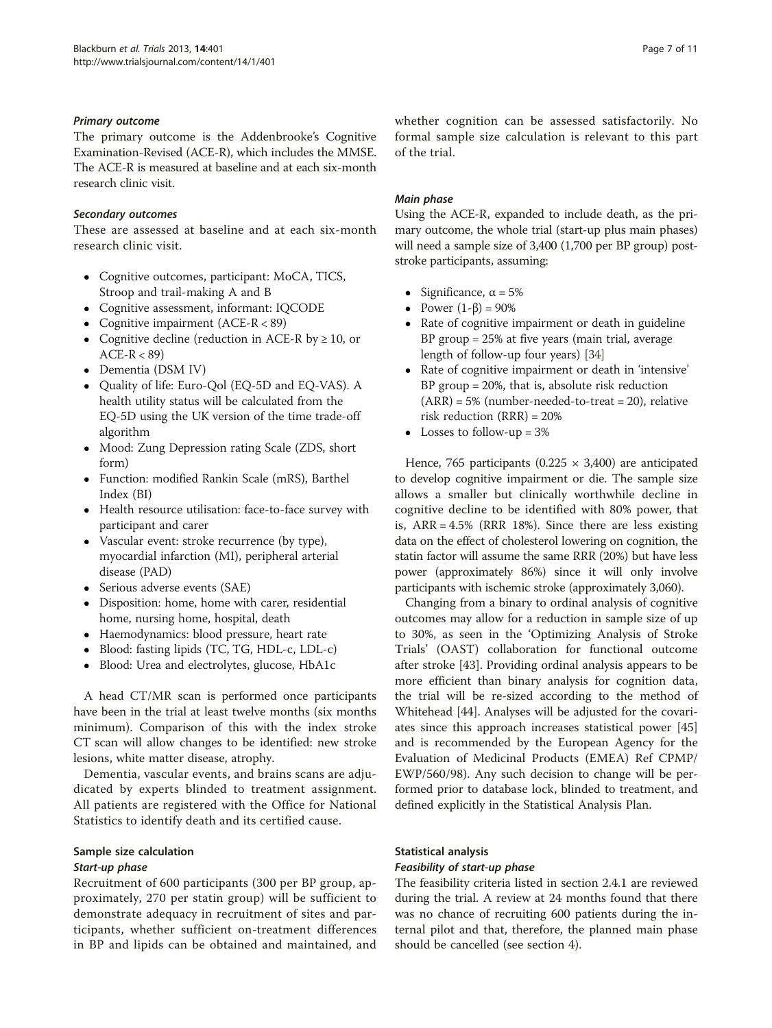#### *Primary outcome*

The primary outcome is the Addenbrooke's Cognitive Examination-Revised (ACE-R), which includes the MMSE. The ACE-R is measured at baseline and at each six-month research clinic visit.

#### *Secondary outcomes*

These are assessed at baseline and at each six-month research clinic visit.

- Cognitive outcomes, participant: MoCA, TICS, Stroop and trail-making A and B
- Cognitive assessment, informant: IQCODE
- Cognitive impairment (ACE-R < 89)
- Cognitive decline (reduction in ACE-R by ≥ 10, or ACE-R < 89)
- Dementia (DSM IV)
- Quality of life: Euro-Qol (EQ-5D and EQ-VAS). A health utility status will be calculated from the EQ-5D using the UK version of the time trade-off algorithm
- Mood: Zung Depression rating Scale (ZDS, short form)
- Function: modified Rankin Scale (mRS), Barthel Index (BI)
- Health resource utilisation: face-to-face survey with participant and carer
- Vascular event: stroke recurrence (by type), myocardial infarction (MI), peripheral arterial disease (PAD)
- Serious adverse events (SAE)
- Disposition: home, home with carer, residential home, nursing home, hospital, death
- Haemodynamics: blood pressure, heart rate
- Blood: fasting lipids (TC, TG, HDL-c, LDL-c)
- Blood: Urea and electrolytes, glucose, HbA1c

A head CT/MR scan is performed once participants have been in the trial at least twelve months (six months minimum). Comparison of this with the index stroke CT scan will allow changes to be identified: new stroke lesions, white matter disease, atrophy.

Dementia, vascular events, and brains scans are adjudicated by experts blinded to treatment assignment. All patients are registered with the Office for National Statistics to identify death and its certified cause.

### Sample size calculation

#### *Start-up phase*

Recruitment of 600 participants (300 per BP group, approximately, 270 per statin group) will be sufficient to demonstrate adequacy in recruitment of sites and participants, whether sufficient on-treatment differences in BP and lipids can be obtained and maintained, and whether cognition can be assessed satisfactorily. No formal sample size calculation is relevant to this part of the trial.

#### *Main phase*

Using the ACE-R, expanded to include death, as the primary outcome, the whole trial (start-up plus main phases) will need a sample size of 3,400 (1,700 per BP group) post-stroke participants, assuming:

- Significance, $\alpha = 5\%$
- Power $(1\text{-}\beta) = 90\%$
- Rate of cognitive impairment or death in guideline BP group = 25% at five years (main trial, average length of follow-up four years) [34]
- Rate of cognitive impairment or death in 'intensive' BP group = 20%, that is, absolute risk reduction (ARR) = 5% (number-needed-to-treat = 20), relative risk reduction (RRR) = 20%
- Losses to follow-up = 3%

Hence, 765 participants ($0.225 \times 3{,}400$) are anticipated to develop cognitive impairment or die. The sample size allows a smaller but clinically worthwhile decline in cognitive decline to be identified with 80% power, that is, ARR = 4.5% (RRR 18%). Since there are less existing data on the effect of cholesterol lowering on cognition, the statin factor will assume the same RRR (20%) but have less power (approximately 86%) since it will only involve participants with ischemic stroke (approximately 3,060).

Changing from a binary to ordinal analysis of cognitive outcomes may allow for a reduction in sample size of up to 30%, as seen in the 'Optimizing Analysis of Stroke Trials' (OAST) collaboration for functional outcome after stroke [43]. Providing ordinal analysis appears to be more efficient than binary analysis for cognition data, the trial will be re-sized according to the method of Whitehead [44]. Analyses will be adjusted for the covariates since this approach increases statistical power [45] and is recommended by the European Agency for the Evaluation of Medicinal Products (EMEA) Ref CPMP/EWP/560/98). Any such decision to change will be performed prior to database lock, blinded to treatment, and defined explicitly in the Statistical Analysis Plan.

### Statistical analysis

#### *Feasibility of start-up phase*

The feasibility criteria listed in section 2.4.1 are reviewed during the trial. A review at 24 months found that there was no chance of recruiting 600 patients during the internal pilot and that, therefore, the planned main phase should be cancelled (see section 4).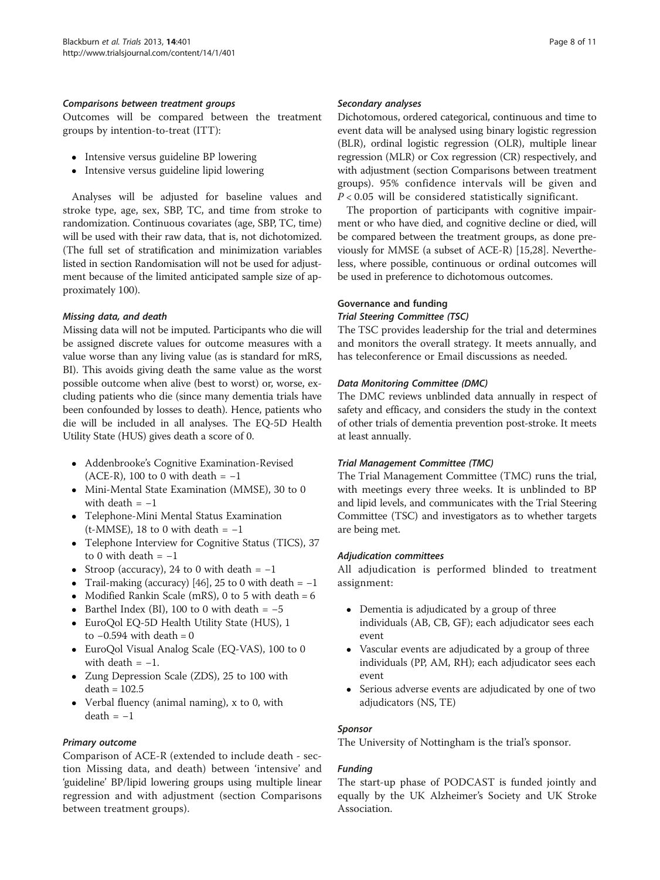#### *Comparisons between treatment groups*

Outcomes will be compared between the treatment groups by intention-to-treat (ITT):

- Intensive versus guideline BP lowering
- Intensive versus guideline lipid lowering

Analyses will be adjusted for baseline values and stroke type, age, sex, SBP, TC, and time from stroke to randomization. Continuous covariates (age, SBP, TC, time) will be used with their raw data, that is, not dichotomized. (The full set of stratification and minimization variables listed in section Randomisation will not be used for adjustment because of the limited anticipated sample size of approximately 100).

#### *Missing data, and death*

Missing data will not be imputed. Participants who die will be assigned discrete values for outcome measures with a value worse than any living value (as is standard for mRS, BI). This avoids giving death the same value as the worst possible outcome when alive (best to worst) or, worse, excluding patients who die (since many dementia trials have been confounded by losses to death). Hence, patients who die will be included in all analyses. The EQ-5D Health Utility State (HUS) gives death a score of 0.

- Addenbrooke's Cognitive Examination-Revised (ACE-R), 100 to 0 with death = −1
- Mini-Mental State Examination (MMSE), 30 to 0 with death = −1
- Telephone-Mini Mental Status Examination (t-MMSE), 18 to 0 with death = −1
- Telephone Interview for Cognitive Status (TICS), 37 to 0 with death = −1
- Stroop (accuracy), 24 to 0 with death = −1
- Trail-making (accuracy) [46], 25 to 0 with death = −1
- Modified Rankin Scale (mRS), 0 to 5 with death = 6
- Barthel Index (BI), 100 to 0 with death = −5
- EuroQol EQ-5D Health Utility State (HUS), 1 to −0.594 with death = 0
- EuroQol Visual Analog Scale (EQ-VAS), 100 to 0 with death = −1.
- Zung Depression Scale (ZDS), 25 to 100 with death = 102.5
- Verbal fluency (animal naming), x to 0, with death = −1

#### *Primary outcome*

Comparison of ACE-R (extended to include death - section Missing data, and death) between 'intensive' and 'guideline' BP/lipid lowering groups using multiple linear regression and with adjustment (section Comparisons between treatment groups).

#### *Secondary analyses*

Dichotomous, ordered categorical, continuous and time to event data will be analysed using binary logistic regression (BLR), ordinal logistic regression (OLR), multiple linear regression (MLR) or Cox regression (CR) respectively, and with adjustment (section Comparisons between treatment groups). 95% confidence intervals will be given and $P < 0.05$ will be considered statistically significant.

The proportion of participants with cognitive impairment or who have died, and cognitive decline or died, will be compared between the treatment groups, as done previously for MMSE (a subset of ACE-R) [15,28]. Nevertheless, where possible, continuous or ordinal outcomes will be used in preference to dichotomous outcomes.

### Governance and funding

#### *Trial Steering Committee (TSC)*

The TSC provides leadership for the trial and determines and monitors the overall strategy. It meets annually, and has teleconference or Email discussions as needed.

#### *Data Monitoring Committee (DMC)*

The DMC reviews unblinded data annually in respect of safety and efficacy, and considers the study in the context of other trials of dementia prevention post-stroke. It meets at least annually.

#### *Trial Management Committee (TMC)*

The Trial Management Committee (TMC) runs the trial, with meetings every three weeks. It is unblinded to BP and lipid levels, and communicates with the Trial Steering Committee (TSC) and investigators as to whether targets are being met.

#### *Adjudication committees*

All adjudication is performed blinded to treatment assignment:

- Dementia is adjudicated by a group of three individuals (AB, CB, GF); each adjudicator sees each event
- Vascular events are adjudicated by a group of three individuals (PP, AM, RH); each adjudicator sees each event
- Serious adverse events are adjudicated by one of two adjudicators (NS, TE)

#### *Sponsor*

The University of Nottingham is the trial's sponsor.

#### *Funding*

The start-up phase of PODCAST is funded jointly and equally by the UK Alzheimer's Society and UK Stroke Association.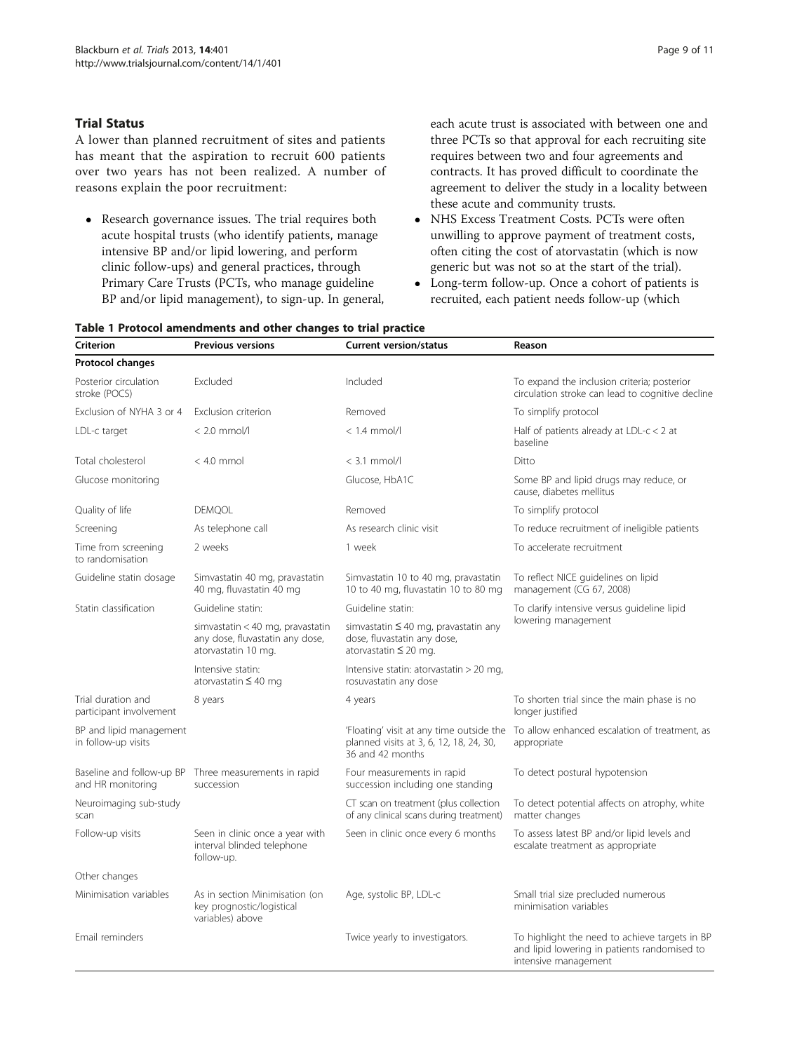## Trial Status

A lower than planned recruitment of sites and patients has meant that the aspiration to recruit 600 patients over two years has not been realized. A number of reasons explain the poor recruitment:

- Research governance issues. The trial requires both acute hospital trusts (who identify patients, manage intensive BP and/or lipid lowering, and perform clinic follow-ups) and general practices, through Primary Care Trusts (PCTs, who manage guideline BP and/or lipid management), to sign-up. In general, each acute trust is associated with between one and three PCTs so that approval for each recruiting site requires between two and four agreements and contracts. It has proved difficult to coordinate the agreement to deliver the study in a locality between these acute and community trusts.
- NHS Excess Treatment Costs. PCTs were often unwilling to approve payment of treatment costs, often citing the cost of atorvastatin (which is now generic but was not so at the start of the trial).
- Long-term follow-up. Once a cohort of patients is recruited, each patient needs follow-up (which

**Table 1 Protocol amendments and other changes to trial practice**

| Criterion | Previous versions | Current version/status | Reason |
|---|---|---|---|
| **Protocol changes** | | | |
| Posterior circulation stroke (POCS) | Excluded | Included | To expand the inclusion criteria; posterior circulation stroke can lead to cognitive decline |
| Exclusion of NYHA 3 or 4 | Exclusion criterion | Removed | To simplify protocol |
| LDL-c target | < 2.0 mmol/l | < 1.4 mmol/l | Half of patients already at LDL-c < 2 at baseline |
| Total cholesterol | < 4.0 mmol | < 3.1 mmol/l | Ditto |
| Glucose monitoring | | Glucose, HbA1C | Some BP and lipid drugs may reduce, or cause, diabetes mellitus |
| Quality of life | DEMQOL | Removed | To simplify protocol |
| Screening | As telephone call | As research clinic visit | To reduce recruitment of ineligible patients |
| Time from screening to randomisation | 2 weeks | 1 week | To accelerate recruitment |
| Guideline statin dosage | Simvastatin 40 mg, pravastatin 40 mg, fluvastatin 40 mg | Simvastatin 10 to 40 mg, pravastatin 10 to 40 mg, fluvastatin 10 to 80 mg | To reflect NICE guidelines on lipid management (CG 67, 2008) |
| Statin classification | Guideline statin: | Guideline statin: | To clarify intensive versus guideline lipid lowering management |
| | simvastatin < 40 mg, pravastatin any dose, fluvastatin any dose, atorvastatin 10 mg. | simvastatin ≤ 40 mg, pravastatin any dose, fluvastatin any dose, atorvastatin ≤ 20 mg. | |
| | Intensive statin: atorvastatin ≤ 40 mg | Intensive statin: atorvastatin > 20 mg, rosuvastatin any dose | |
| Trial duration and participant involvement | 8 years | 4 years | To shorten trial since the main phase is no longer justified |
| BP and lipid management in follow-up visits | | 'Floating' visit at any time outside the planned visits at 3, 6, 12, 18, 24, 30, 36 and 42 months | To allow enhanced escalation of treatment, as appropriate |
| Baseline and follow-up BP and HR monitoring | Three measurements in rapid succession | Four measurements in rapid succession including one standing | To detect postural hypotension |
| Neuroimaging sub-study scan | | CT scan on treatment (plus collection of any clinical scans during treatment) | To detect potential affects on atrophy, white matter changes |
| Follow-up visits | Seen in clinic once a year with interval blinded telephone follow-up. | Seen in clinic once every 6 months | To assess latest BP and/or lipid levels and escalate treatment as appropriate |
| Other changes | | | |
| Minimisation variables | As in section Minimisation (on key prognostic/logistical variables) above | Age, systolic BP, LDL-c | Small trial size precluded numerous minimisation variables |
| Email reminders | | Twice yearly to investigators. | To highlight the need to achieve targets in BP and lipid lowering in patients randomised to intensive management |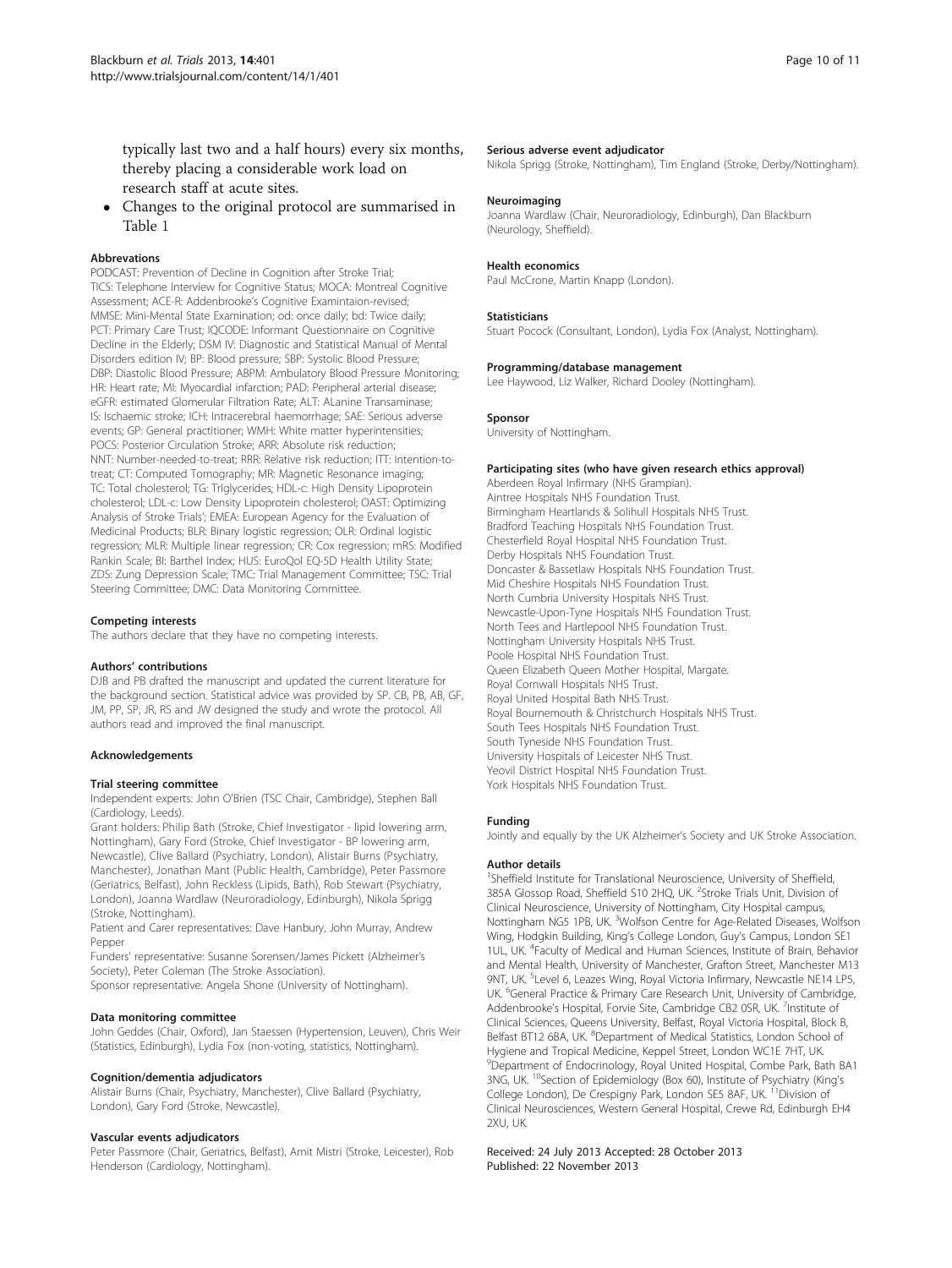typically last two and a half hours) every six months, thereby placing a considerable work load on research staff at acute sites.

- Changes to the original protocol are summarised in Table 1

#### Abbrevations

PODCAST: Prevention of Decline in Cognition after Stroke Trial; TICS: Telephone Interview for Cognitive Status; MOCA: Montreal Cognitive Assessment; ACE-R: Addenbrooke's Cognitive Examintaion-revised; MMSE: Mini-Mental State Examination; od: once daily; bd: Twice daily; PCT: Primary Care Trust; IQCODE: Informant Questionnaire on Cognitive Decline in the Elderly; DSM IV: Diagnostic and Statistical Manual of Mental Disorders edition IV; BP: Blood pressure; SBP: Systolic Blood Pressure; DBP: Diastolic Blood Pressure; ABPM: Ambulatory Blood Pressure Monitoring; HR: Heart rate; MI: Myocardial infarction; PAD: Peripheral arterial disease; eGFR: estimated Glomerular Filtration Rate; ALT: ALanine Transaminase; IS: Ischaemic stroke; ICH: Intracerebral haemorrhage; SAE: Serious adverse events; GP: General practitioner; WMH: White matter hyperintensities; POCS: Posterior Circulation Stroke; ARR: Absolute risk reduction; NNT: Number-needed-to-treat; RRR: Relative risk reduction; ITT: Intention-to-treat; CT: Computed Tomography; MR: Magnetic Resonance imaging; TC: Total cholesterol; TG: Triglycerides; HDL-c: High Density Lipoprotein cholesterol; LDL-c: Low Density Lipoprotein cholesterol; OAST: Optimizing Analysis of Stroke Trials'; EMEA: European Agency for the Evaluation of Medicinal Products; BLR: Binary logistic regression; OLR: Ordinal logistic regression; MLR: Multiple linear regression; CR: Cox regression; mRS: Modified Rankin Scale; BI: Barthel Index; HUS: EuroQol EQ-5D Health Utility State; ZDS: Zung Depression Scale; TMC: Trial Management Committee; TSC: Trial Steering Committee; DMC: Data Monitoring Committee.

#### Competing interests

The authors declare that they have no competing interests.

#### Authors' contributions

DJB and PB drafted the manuscript and updated the current literature for the background section. Statistical advice was provided by SP. CB, PB, AB, GF, JM, PP, SP, JR, RS and JW designed the study and wrote the protocol. All authors read and improved the final manuscript.

#### Acknowledgements

##### Trial steering committee

Independent experts: John O'Brien (TSC Chair, Cambridge), Stephen Ball (Cardiology, Leeds).

Grant holders: Philip Bath (Stroke, Chief Investigator - lipid lowering arm, Nottingham), Gary Ford (Stroke, Chief Investigator - BP lowering arm, Newcastle), Clive Ballard (Psychiatry, London), Alistair Burns (Psychiatry, Manchester), Jonathan Mant (Public Health, Cambridge), Peter Passmore (Geriatrics, Belfast), John Reckless (Lipids, Bath), Rob Stewart (Psychiatry, London), Joanna Wardlaw (Neuroradiology, Edinburgh), Nikola Sprigg (Stroke, Nottingham).

Patient and Carer representatives: Dave Hanbury, John Murray, Andrew Pepper

Funders' representative: Susanne Sorensen/James Pickett (Alzheimer's Society), Peter Coleman (The Stroke Association).

Sponsor representative: Angela Shone (University of Nottingham).

##### Data monitoring committee

John Geddes (Chair, Oxford), Jan Staessen (Hypertension, Leuven), Chris Weir (Statistics, Edinburgh), Lydia Fox (non-voting, statistics, Nottingham).

##### Cognition/dementia adjudicators

Alistair Burns (Chair, Psychiatry, Manchester), Clive Ballard (Psychiatry, London), Gary Ford (Stroke, Newcastle).

##### Vascular events adjudicators

Peter Passmore (Chair, Geriatrics, Belfast), Amit Mistri (Stroke, Leicester), Rob Henderson (Cardiology, Nottingham).

##### Serious adverse event adjudicator

Nikola Sprigg (Stroke, Nottingham), Tim England (Stroke, Derby/Nottingham).

##### Neuroimaging

Joanna Wardlaw (Chair, Neuroradiology, Edinburgh), Dan Blackburn (Neurology, Sheffield).

##### Health economics

Paul McCrone, Martin Knapp (London).

##### Statisticians

Stuart Pocock (Consultant, London), Lydia Fox (Analyst, Nottingham).

##### Programming/database management

Lee Haywood, Liz Walker, Richard Dooley (Nottingham).

##### Sponsor

University of Nottingham.

##### Participating sites (who have given research ethics approval)

Aberdeen Royal Infirmary (NHS Grampian).
Aintree Hospitals NHS Foundation Trust.
Birmingham Heartlands & Solihull Hospitals NHS Trust.
Bradford Teaching Hospitals NHS Foundation Trust.
Chesterfield Royal Hospital NHS Foundation Trust.
Derby Hospitals NHS Foundation Trust.
Doncaster & Bassetlaw Hospitals NHS Foundation Trust.
Mid Cheshire Hospitals NHS Foundation Trust.
North Cumbria University Hospitals NHS Trust.
Newcastle-Upon-Tyne Hospitals NHS Foundation Trust.
North Tees and Hartlepool NHS Foundation Trust.
Nottingham University Hospitals NHS Trust.
Poole Hospital NHS Foundation Trust.
Queen Elizabeth Queen Mother Hospital, Margate.
Royal Cornwall Hospitals NHS Trust.
Royal United Hospital Bath NHS Trust.
Royal Bournemouth & Christchurch Hospitals NHS Trust.
South Tees Hospitals NHS Foundation Trust.
South Tyneside NHS Foundation Trust.
University Hospitals of Leicester NHS Trust.
Yeovil District Hospital NHS Foundation Trust.
York Hospitals NHS Foundation Trust.

#### Funding

Jointly and equally by the UK Alzheimer's Society and UK Stroke Association.

#### Author details

[1]Sheffield Institute for Translational Neuroscience, University of Sheffield, 385A Glossop Road, Sheffield S10 2HQ, UK. [2]Stroke Trials Unit, Division of Clinical Neuroscience, University of Nottingham, City Hospital campus, Nottingham NG5 1PB, UK. [3]Wolfson Centre for Age-Related Diseases, Wolfson Wing, Hodgkin Building, King's College London, Guy's Campus, London SE1 1UL, UK. [4]Faculty of Medical and Human Sciences, Institute of Brain, Behavior and Mental Health, University of Manchester, Grafton Street, Manchester M13 9NT, UK. [5]Level 6, Leazes Wing, Royal Victoria Infirmary, Newcastle NE14 LP5, UK. [6]General Practice & Primary Care Research Unit, University of Cambridge, Addenbrooke's Hospital, Forvie Site, Cambridge CB2 0SR, UK. [7]Institute of Clinical Sciences, Queens University, Belfast, Royal Victoria Hospital, Block B, Belfast BT12 6BA, UK. [8]Department of Medical Statistics, London School of Hygiene and Tropical Medicine, Keppel Street, London WC1E 7HT, UK. [9]Department of Endocrinology, Royal United Hospital, Combe Park, Bath BA1 3NG, UK. [10]Section of Epidemiology (Box 60), Institute of Psychiatry (King's College London), De Crespigny Park, London SE5 8AF, UK. [11]Division of Clinical Neurosciences, Western General Hospital, Crewe Rd, Edinburgh EH4 2XU, UK.

Received: 24 July 2013 Accepted: 28 October 2013
Published: 22 November 2013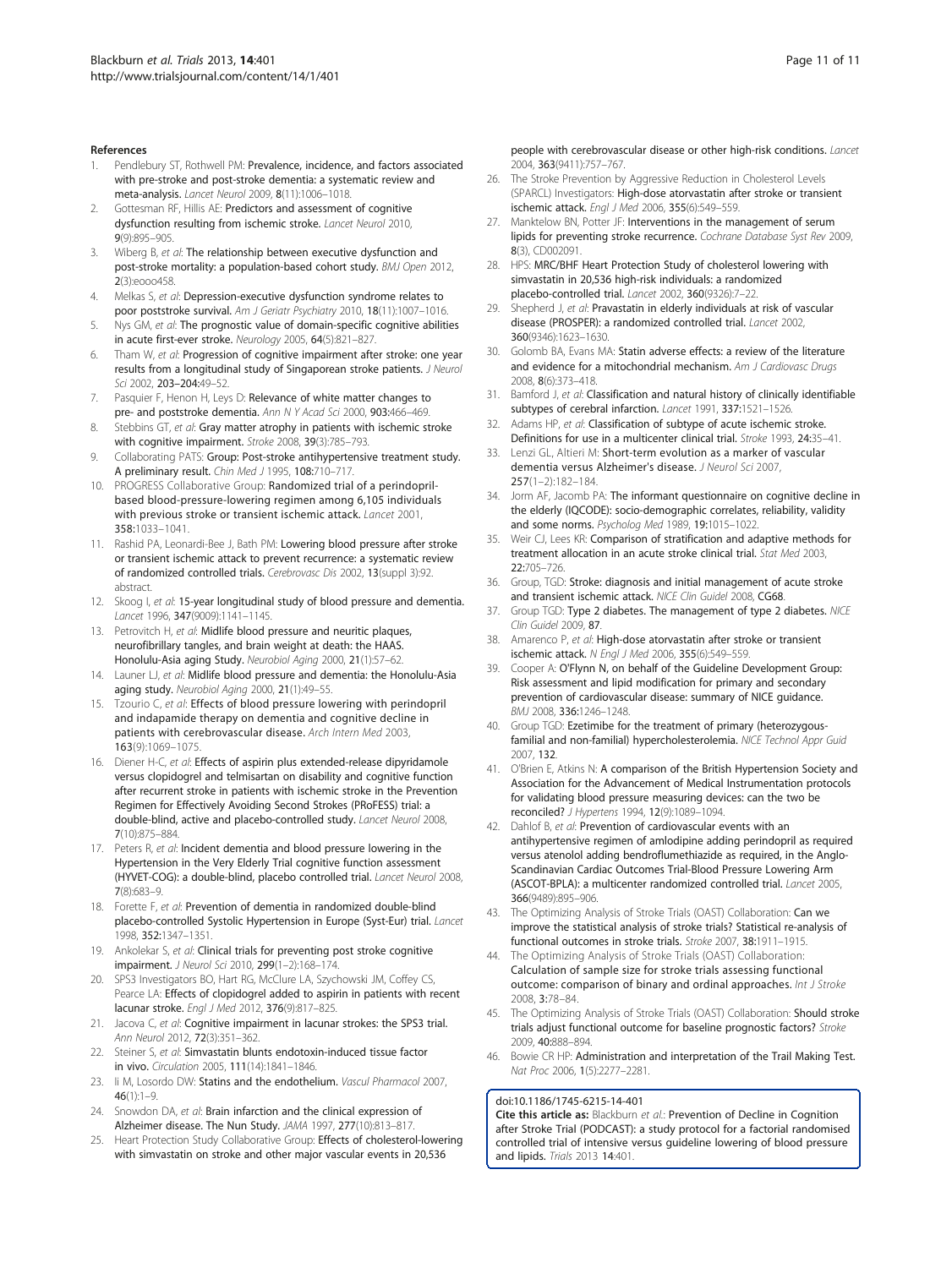## References

1. Pendlebury ST, Rothwell PM: **Prevalence, incidence, and factors associated with pre-stroke and post-stroke dementia: a systematic review and meta-analysis.** *Lancet Neurol* 2009, **8**(11):1006–1018.
2. Gottesman RF, Hillis AE: **Predictors and assessment of cognitive dysfunction resulting from ischemic stroke.** *Lancet Neurol* 2010, **9**(9):895–905.
3. Wiberg B, *et al*: **The relationship between executive dysfunction and post-stroke mortality: a population-based cohort study.** *BMJ Open* 2012, **2**(3):e000458.
4. Melkas S, *et al*: **Depression-executive dysfunction syndrome relates to poor poststroke survival.** *Am J Geriatr Psychiatry* 2010, **18**(11):1007–1016.
5. Nys GM, *et al*: **The prognostic value of domain-specific cognitive abilities in acute first-ever stroke.** *Neurology* 2005, **64**(5):821–827.
6. Tham W, *et al*: **Progression of cognitive impairment after stroke: one year results from a longitudinal study of Singaporean stroke patients.** *J Neurol Sci* 2002, **203–204**:49–52.
7. Pasquier F, Henon H, Leys D: **Relevance of white matter changes to pre- and poststroke dementia.** *Ann N Y Acad Sci* 2000, **903**:466–469.
8. Stebbins GT, *et al*: **Gray matter atrophy in patients with ischemic stroke with cognitive impairment.** *Stroke* 2008, **39**(3):785–793.
9. Collaborating PATS: **Group: Post-stroke antihypertensive treatment study. A preliminary result.** *Chin Med J* 1995, **108**:710–717.
10. PROGRESS Collaborative Group: **Randomized trial of a perindopril-based blood-pressure-lowering regimen among 6,105 individuals with previous stroke or transient ischemic attack.** *Lancet* 2001, **358**:1033–1041.
11. Rashid PA, Leonardi-Bee J, Bath PM: **Lowering blood pressure after stroke or transient ischemic attack to prevent recurrence: a systematic review of randomized controlled trials.** *Cerebrovasc Dis* 2002, **13**(suppl 3):92. abstract.
12. Skoog I, *et al*: **15-year longitudinal study of blood pressure and dementia.** *Lancet* 1996, **347**(9009):1141–1145.
13. Petrovitch H, *et al*: **Midlife blood pressure and neuritic plaques, neurofibrillary tangles, and brain weight at death: the HAAS. Honolulu-Asia aging Study.** *Neurobiol Aging* 2000, **21**(1):57–62.
14. Launer LJ, *et al*: **Midlife blood pressure and dementia: the Honolulu-Asia aging study.** *Neurobiol Aging* 2000, **21**(1):49–55.
15. Tzourio C, *et al*: **Effects of blood pressure lowering with perindopril and indapamide therapy on dementia and cognitive decline in patients with cerebrovascular disease.** *Arch Intern Med* 2003, **163**(9):1069–1075.
16. Diener H-C, *et al*: **Effects of aspirin plus extended-release dipyridamole versus clopidogrel and telmisartan on disability and cognitive function after recurrent stroke in patients with ischemic stroke in the Prevention Regimen for Effectively Avoiding Second Strokes (PRoFESS) trial: a double-blind, active and placebo-controlled study.** *Lancet Neurol* 2008, **7**(10):875–884.
17. Peters R, *et al*: **Incident dementia and blood pressure lowering in the Hypertension in the Very Elderly Trial cognitive function assessment (HYVET-COG): a double-blind, placebo controlled trial.** *Lancet Neurol* 2008, **7**(8):683–9.
18. Forette F, *et al*: **Prevention of dementia in randomized double-blind placebo-controlled Systolic Hypertension in Europe (Syst-Eur) trial.** *Lancet* 1998, **352**:1347–1351.
19. Ankolekar S, *et al*: **Clinical trials for preventing post stroke cognitive impairment.** *J Neurol Sci* 2010, **299**(1–2):168–174.
20. SPS3 Investigators BO, Hart RG, McClure LA, Szychowski JM, Coffey CS, Pearce LA: **Effects of clopidogrel added to aspirin in patients with recent lacunar stroke.** *Engl J Med* 2012, **376**(9):817–825.
21. Jacova C, *et al*: **Cognitive impairment in lacunar strokes: the SPS3 trial.** *Ann Neurol* 2012, **72**(3):351–362.
22. Steiner S, *et al*: **Simvastatin blunts endotoxin-induced tissue factor in vivo.** *Circulation* 2005, **111**(14):1841–1846.
23. Ii M, Losordo DW: **Statins and the endothelium.** *Vascul Pharmacol* 2007, **46**(1):1–9.
24. Snowdon DA, *et al*: **Brain infarction and the clinical expression of Alzheimer disease. The Nun Study.** *JAMA* 1997, **277**(10):813–817.
25. Heart Protection Study Collaborative Group: **Effects of cholesterol-lowering with simvastatin on stroke and other major vascular events in 20,536 people with cerebrovascular disease or other high-risk conditions.** *Lancet* 2004, **363**(9411):757–767.
26. The Stroke Prevention by Aggressive Reduction in Cholesterol Levels (SPARCL) Investigators: **High-dose atorvastatin after stroke or transient ischemic attack.** *Engl J Med* 2006, **355**(6):549–559.
27. Manktelow BN, Potter JF: **Interventions in the management of serum lipids for preventing stroke recurrence.** *Cochrane Database Syst Rev* 2009, **8**(3), CD002091.
28. HPS: **MRC/BHF Heart Protection Study of cholesterol lowering with simvastatin in 20,536 high-risk individuals: a randomized placebo-controlled trial.** *Lancet* 2002, **360**(9326):7–22.
29. Shepherd J, *et al*: **Pravastatin in elderly individuals at risk of vascular disease (PROSPER): a randomized controlled trial.** *Lancet* 2002, **360**(9346):1623–1630.
30. Golomb BA, Evans MA: **Statin adverse effects: a review of the literature and evidence for a mitochondrial mechanism.** *Am J Cardiovasc Drugs* 2008, **8**(6):373–418.
31. Bamford J, *et al*: **Classification and natural history of clinically identifiable subtypes of cerebral infarction.** *Lancet* 1991, **337**:1521–1526.
32. Adams HP, *et al*: **Classification of subtype of acute ischemic stroke. Definitions for use in a multicenter clinical trial.** *Stroke* 1993, **24**:35–41.
33. Lenzi GL, Altieri M: **Short-term evolution as a marker of vascular dementia versus Alzheimer's disease.** *J Neurol Sci* 2007, **257**(1–2):182–184.
34. Jorm AF, Jacomb PA: **The informant questionnaire on cognitive decline in the elderly (IQCODE): socio-demographic correlates, reliability, validity and some norms.** *Psycholog Med* 1989, **19**:1015–1022.
35. Weir CJ, Lees KR: **Comparison of stratification and adaptive methods for treatment allocation in an acute stroke clinical trial.** *Stat Med* 2003, **22**:705–726.
36. Group, TGD: **Stroke: diagnosis and initial management of acute stroke and transient ischemic attack.** *NICE Clin Guidel* 2008, **CG68**.
37. Group TGD: **Type 2 diabetes. The management of type 2 diabetes.** *NICE Clin Guidel* 2009, **87**.
38. Amarenco P, *et al*: **High-dose atorvastatin after stroke or transient ischemic attack.** *N Engl J Med* 2006, **355**(6):549–559.
39. Cooper A: **O'Flynn N, on behalf of the Guideline Development Group: Risk assessment and lipid modification for primary and secondary prevention of cardiovascular disease: summary of NICE guidance.** *BMJ* 2008, **336**:1246–1248.
40. Group TGD: **Ezetimibe for the treatment of primary (heterozygous-familial and non-familial) hypercholesterolemia.** *NICE Technol Appr Guid* 2007, **132**.
41. O'Brien E, Atkins N: **A comparison of the British Hypertension Society and Association for the Advancement of Medical Instrumentation protocols for validating blood pressure measuring devices: can the two be reconciled?** *J Hypertens* 1994, **12**(9):1089–1094.
42. Dahlof B, *et al*: **Prevention of cardiovascular events with an antihypertensive regimen of amlodipine adding perindopril as required versus atenolol adding bendroflumethiazide as required, in the Anglo-Scandinavian Cardiac Outcomes Trial-Blood Pressure Lowering Arm (ASCOT-BPLA): a multicenter randomized controlled trial.** *Lancet* 2005, **366**(9489):895–906.
43. The Optimizing Analysis of Stroke Trials (OAST) Collaboration: **Can we improve the statistical analysis of stroke trials? Statistical re-analysis of functional outcomes in stroke trials.** *Stroke* 2007, **38**:1911–1915.
44. The Optimizing Analysis of Stroke Trials (OAST) Collaboration: **Calculation of sample size for stroke trials assessing functional outcome: comparison of binary and ordinal approaches.** *Int J Stroke* 2008, **3**:78–84.
45. The Optimizing Analysis of Stroke Trials (OAST) Collaboration: **Should stroke trials adjust functional outcome for baseline prognostic factors?** *Stroke* 2009, **40**:888–894.
46. Bowie CR HP: **Administration and interpretation of the Trail Making Test.** *Nat Proc* 2006, **1**(5):2277–2281.

doi:10.1186/1745-6215-14-401

**Cite this article as:** Blackburn *et al.*: Prevention of Decline in Cognition after Stroke Trial (PODCAST): a study protocol for a factorial randomised controlled trial of intensive versus guideline lowering of blood pressure and lipids. *Trials* 2013 **14**:401.